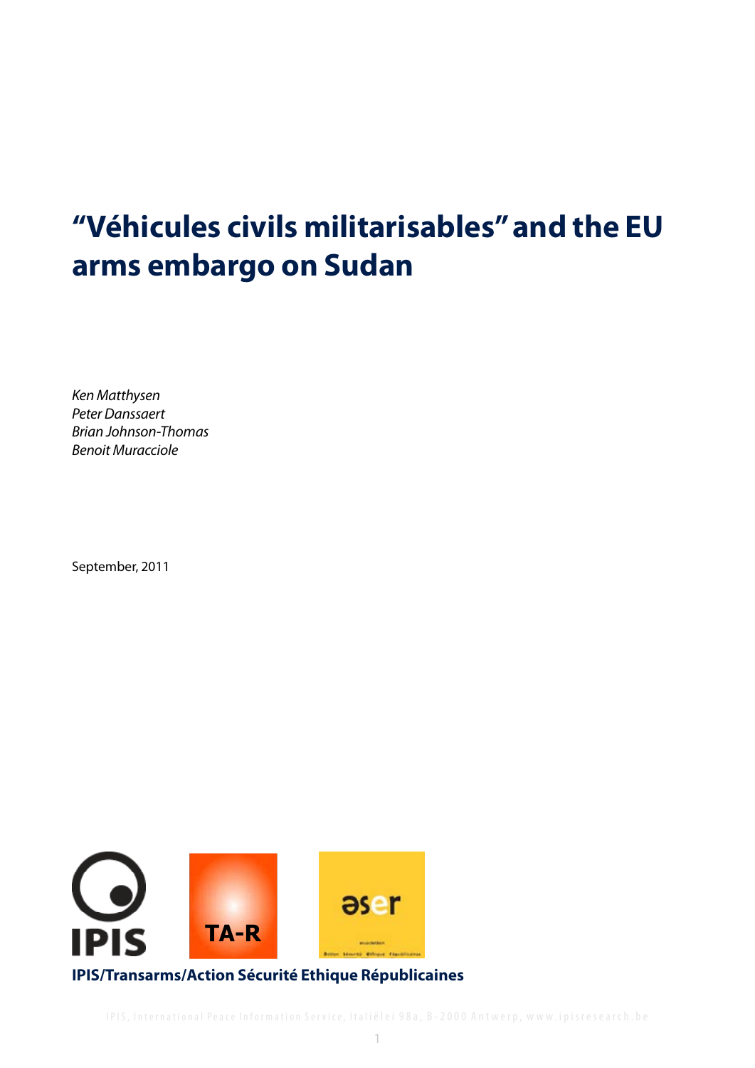# "Véhicules civils militarisables" and the EU arms embargo on Sudan

*Ken Matthysen*
*Peter Danssaert*
*Brian Johnson-Thomas*
*Benoit Muracciole*

September, 2011

**IPIS/Transarms/Action Sécurité Ethique Républicaines**

IPIS, International Peace Information Service, Italiëlei 98a, B-2000 Antwerp, www.ipisresearch.be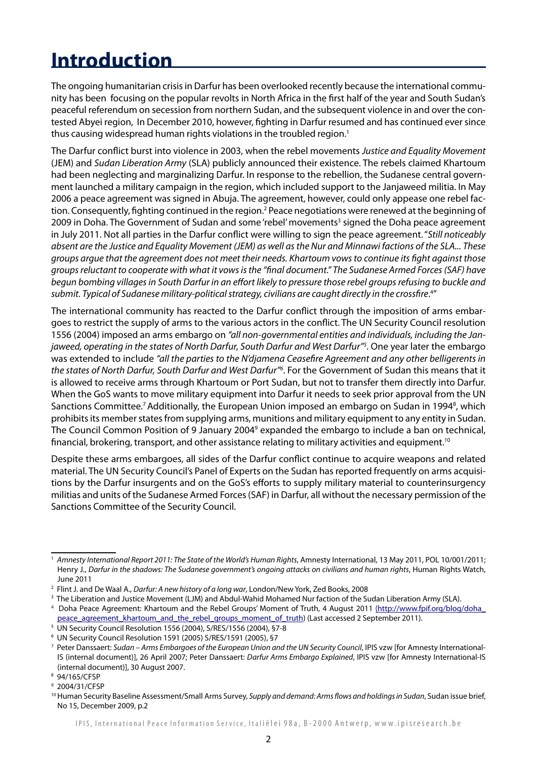# Introduction

The ongoing humanitarian crisis in Darfur has been overlooked recently because the international community has been focusing on the popular revolts in North Africa in the first half of the year and South Sudan's peaceful referendum on secession from northern Sudan, and the subsequent violence in and over the contested Abyei region, In December 2010, however, fighting in Darfur resumed and has continued ever since thus causing widespread human rights violations in the troubled region.[1]

The Darfur conflict burst into violence in 2003, when the rebel movements *Justice and Equality Movement* (JEM) and *Sudan Liberation Army* (SLA) publicly announced their existence. The rebels claimed Khartoum had been neglecting and marginalizing Darfur. In response to the rebellion, the Sudanese central government launched a military campaign in the region, which included support to the Janjaweed militia. In May 2006 a peace agreement was signed in Abuja. The agreement, however, could only appease one rebel faction. Consequently, fighting continued in the region.[2] Peace negotiations were renewed at the beginning of 2009 in Doha. The Government of Sudan and some 'rebel' movements[3] signed the Doha peace agreement in July 2011. Not all parties in the Darfur conflict were willing to sign the peace agreement. "*Still noticeably absent are the Justice and Equality Movement (JEM) as well as the Nur and Minnawi factions of the SLA... These groups argue that the agreement does not meet their needs. Khartoum vows to continue its fight against those groups reluctant to cooperate with what it vows is the "final document." The Sudanese Armed Forces (SAF) have begun bombing villages in South Darfur in an effort likely to pressure those rebel groups refusing to buckle and submit. Typical of Sudanese military-political strategy, civilians are caught directly in the crossfire.*[4]"

The international community has reacted to the Darfur conflict through the imposition of arms embargoes to restrict the supply of arms to the various actors in the conflict. The UN Security Council resolution 1556 (2004) imposed an arms embargo on *"all non-governmental entities and individuals, including the Janjaweed, operating in the states of North Darfur, South Darfur and West Darfur"*[5]. One year later the embargo was extended to include *"all the parties to the N'djamena Ceasefire Agreement and any other belligerents in the states of North Darfur, South Darfur and West Darfur"*[6]. For the Government of Sudan this means that it is allowed to receive arms through Khartoum or Port Sudan, but not to transfer them directly into Darfur. When the GoS wants to move military equipment into Darfur it needs to seek prior approval from the UN Sanctions Committee.[7] Additionally, the European Union imposed an embargo on Sudan in 1994[8], which prohibits its member states from supplying arms, munitions and military equipment to any entity in Sudan. The Council Common Position of 9 January 2004[9] expanded the embargo to include a ban on technical, financial, brokering, transport, and other assistance relating to military activities and equipment.[10]

Despite these arms embargoes, all sides of the Darfur conflict continue to acquire weapons and related material. The UN Security Council's Panel of Experts on the Sudan has reported frequently on arms acquisitions by the Darfur insurgents and on the GoS's efforts to supply military material to counterinsurgency militias and units of the Sudanese Armed Forces (SAF) in Darfur, all without the necessary permission of the Sanctions Committee of the Security Council.

---

[1] *Amnesty International Report 2011: The State of the World's Human Rights*, Amnesty International, 13 May 2011, POL 10/001/2011; Henry J., *Darfur in the shadows: The Sudanese government's ongoing attacks on civilians and human rights*, Human Rights Watch, June 2011

[2] Flint J. and De Waal A., *Darfur: A new history of a long war*, London/New York, Zed Books, 2008

[3] The Liberation and Justice Movement (LJM) and Abdul-Wahid Mohamed Nur faction of the Sudan Liberation Army (SLA).

[4] Doha Peace Agreement: Khartoum and the Rebel Groups' Moment of Truth, 4 August 2011 (http://www.fpif.org/blog/doha_peace_agreement_khartoum_and_the_rebel_groups_moment_of_truth) (Last accessed 2 September 2011).

[5] UN Security Council Resolution 1556 (2004), S/RES/1556 (2004), §7-8

[6] UN Security Council Resolution 1591 (2005) S/RES/1591 (2005), §7

[7] Peter Danssaert: *Sudan – Arms Embargoes of the European Union and the UN Security Council*, IPIS vzw [for Amnesty International-IS (internal document)], 26 April 2007; Peter Danssaert: *Darfur Arms Embargo Explained*, IPIS vzw [for Amnesty International-IS (internal document)], 30 August 2007.

[8] 94/165/CFSP

[9] 2004/31/CFSP

[10] Human Security Baseline Assessment/Small Arms Survey, *Supply and demand: Arms flows and holdings in Sudan*, Sudan issue brief, No 15, December 2009, p.2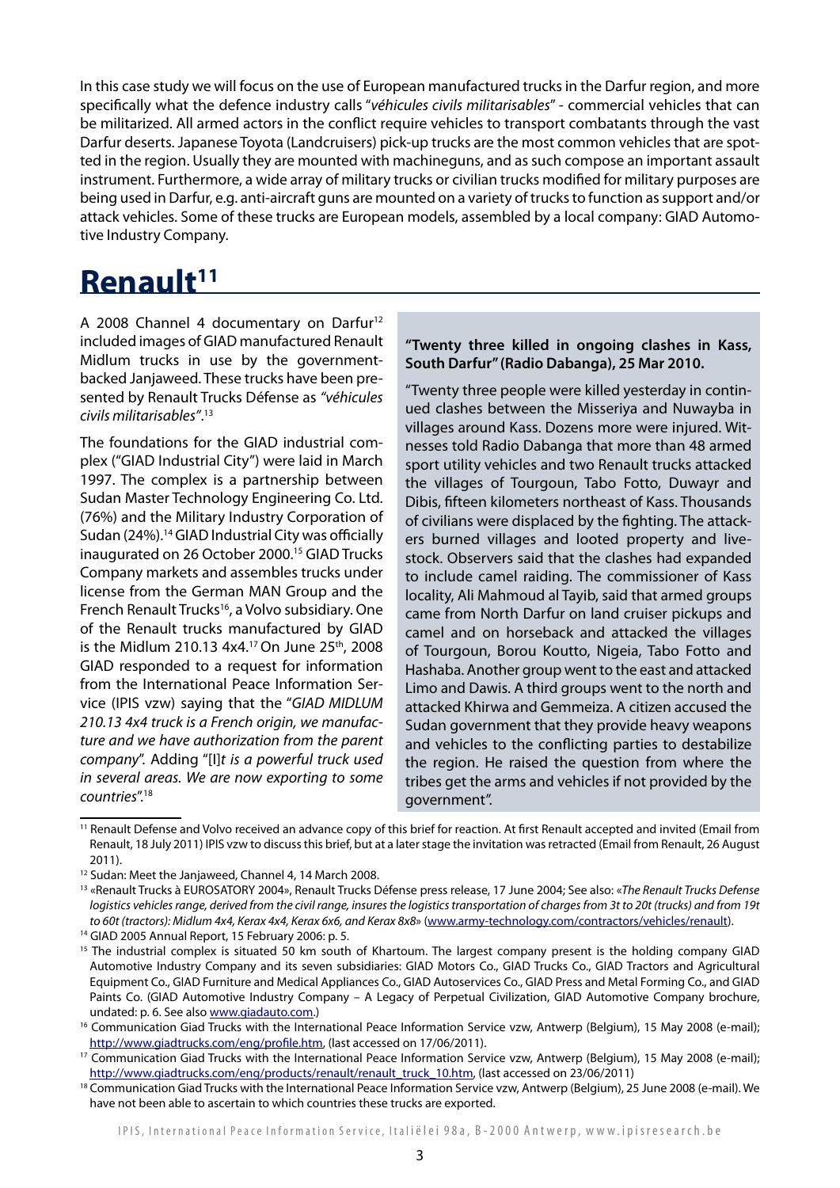In this case study we will focus on the use of European manufactured trucks in the Darfur region, and more specifically what the defence industry calls "*véhicules civils militarisables*" - commercial vehicles that can be militarized. All armed actors in the conflict require vehicles to transport combatants through the vast Darfur deserts. Japanese Toyota (Landcruisers) pick-up trucks are the most common vehicles that are spotted in the region. Usually they are mounted with machineguns, and as such compose an important assault instrument. Furthermore, a wide array of military trucks or civilian trucks modified for military purposes are being used in Darfur, e.g. anti-aircraft guns are mounted on a variety of trucks to function as support and/or attack vehicles. Some of these trucks are European models, assembled by a local company: GIAD Automotive Industry Company.

# Renault[11]

A 2008 Channel 4 documentary on Darfur[12] included images of GIAD manufactured Renault Midlum trucks in use by the government-backed Janjaweed. These trucks have been presented by Renault Trucks Défense as *"véhicules civils militarisables"*.[13]

The foundations for the GIAD industrial complex ("GIAD Industrial City") were laid in March 1997. The complex is a partnership between Sudan Master Technology Engineering Co. Ltd. (76%) and the Military Industry Corporation of Sudan (24%).[14] GIAD Industrial City was officially inaugurated on 26 October 2000.[15] GIAD Trucks Company markets and assembles trucks under license from the German MAN Group and the French Renault Trucks[16], a Volvo subsidiary. One of the Renault trucks manufactured by GIAD is the Midlum 210.13 4x4.[17] On June 25th, 2008 GIAD responded to a request for information from the International Peace Information Service (IPIS vzw) saying that the "*GIAD MIDLUM 210.13 4x4 truck is a French origin, we manufacture and we have authorization from the parent company*". Adding "[I]*t is a powerful truck used in several areas. We are now exporting to some countries*".[18]

**"Twenty three killed in ongoing clashes in Kass, South Darfur" (Radio Dabanga), 25 Mar 2010.**

"Twenty three people were killed yesterday in continued clashes between the Misseriya and Nuwayba in villages around Kass. Dozens more were injured. Witnesses told Radio Dabanga that more than 48 armed sport utility vehicles and two Renault trucks attacked the villages of Tourgoun, Tabo Fotto, Duwayr and Dibis, fifteen kilometers northeast of Kass. Thousands of civilians were displaced by the fighting. The attackers burned villages and looted property and livestock. Observers said that the clashes had expanded to include camel raiding. The commissioner of Kass locality, Ali Mahmoud al Tayib, said that armed groups came from North Darfur on land cruiser pickups and camel and on horseback and attacked the villages of Tourgoun, Borou Koutto, Nigeia, Tabo Fotto and Hashaba. Another group went to the east and attacked Limo and Dawis. A third groups went to the north and attacked Khirwa and Gemmeiza. A citizen accused the Sudan government that they provide heavy weapons and vehicles to the conflicting parties to destabilize the region. He raised the question from where the tribes get the arms and vehicles if not provided by the government".

---

[11] Renault Defense and Volvo received an advance copy of this brief for reaction. At first Renault accepted and invited (Email from Renault, 18 July 2011) IPIS vzw to discuss this brief, but at a later stage the invitation was retracted (Email from Renault, 26 August 2011).

[12] Sudan: Meet the Janjaweed, Channel 4, 14 March 2008.

[13] «Renault Trucks à EUROSATORY 2004», Renault Trucks Défense press release, 17 June 2004; See also: «*The Renault Trucks Defense logistics vehicles range, derived from the civil range, insures the logistics transportation of charges from 3t to 20t (trucks) and from 19t to 60t (tractors): Midlum 4x4, Kerax 4x4, Kerax 6x6, and Kerax 8x8*» (www.army-technology.com/contractors/vehicles/renault).

[14] GIAD 2005 Annual Report, 15 February 2006: p. 5.

[15] The industrial complex is situated 50 km south of Khartoum. The largest company present is the holding company GIAD Automotive Industry Company and its seven subsidiaries: GIAD Motors Co., GIAD Trucks Co., GIAD Tractors and Agricultural Equipment Co., GIAD Furniture and Medical Appliances Co., GIAD Autoservices Co., GIAD Press and Metal Forming Co., and GIAD Paints Co. (GIAD Automotive Industry Company – A Legacy of Perpetual Civilization, GIAD Automotive Company brochure, undated: p. 6. See also www.giadauto.com.)

[16] Communication Giad Trucks with the International Peace Information Service vzw, Antwerp (Belgium), 15 May 2008 (e-mail); http://www.giadtrucks.com/eng/profile.htm, (last accessed on 17/06/2011).

[17] Communication Giad Trucks with the International Peace Information Service vzw, Antwerp (Belgium), 15 May 2008 (e-mail); http://www.giadtrucks.com/eng/products/renault/renault_truck_10.htm, (last accessed on 23/06/2011)

[18] Communication Giad Trucks with the International Peace Information Service vzw, Antwerp (Belgium), 25 June 2008 (e-mail). We have not been able to ascertain to which countries these trucks are exported.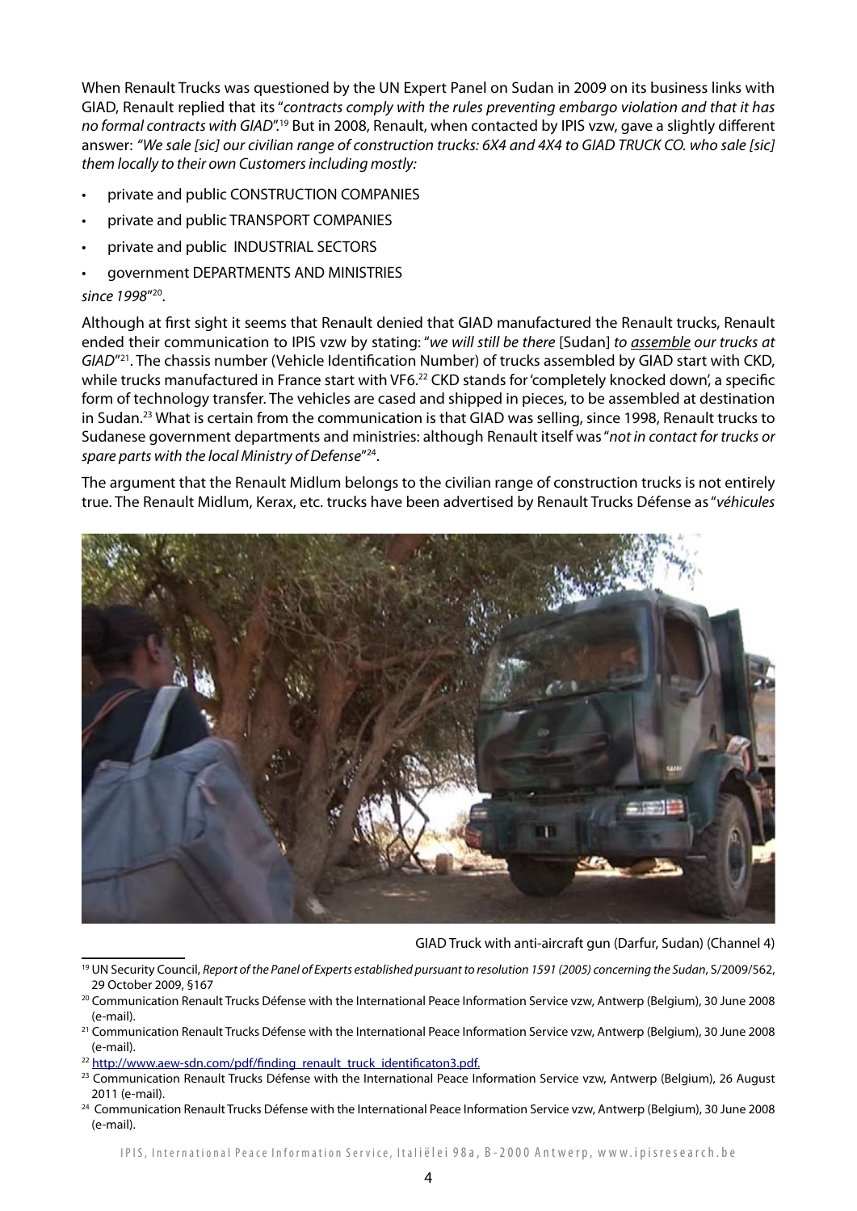When Renault Trucks was questioned by the UN Expert Panel on Sudan in 2009 on its business links with GIAD, Renault replied that its "*contracts comply with the rules preventing embargo violation and that it has no formal contracts with GIAD*".[19] But in 2008, Renault, when contacted by IPIS vzw, gave a slightly different answer: *"We sale [sic] our civilian range of construction trucks: 6X4 and 4X4 to GIAD TRUCK CO. who sale [sic] them locally to their own Customers including mostly:*

- private and public CONSTRUCTION COMPANIES
- private and public TRANSPORT COMPANIES
- private and public INDUSTRIAL SECTORS
- government DEPARTMENTS AND MINISTRIES

*since 1998*"[20].

Although at first sight it seems that Renault denied that GIAD manufactured the Renault trucks, Renault ended their communication to IPIS vzw by stating: "*we will still be there* [Sudan] *to assemble our trucks at GIAD*"[21]. The chassis number (Vehicle Identification Number) of trucks assembled by GIAD start with CKD, while trucks manufactured in France start with VF6.[22] CKD stands for 'completely knocked down', a specific form of technology transfer. The vehicles are cased and shipped in pieces, to be assembled at destination in Sudan.[23] What is certain from the communication is that GIAD was selling, since 1998, Renault trucks to Sudanese government departments and ministries: although Renault itself was "*not in contact for trucks or spare parts with the local Ministry of Defense*"[24].

The argument that the Renault Midlum belongs to the civilian range of construction trucks is not entirely true. The Renault Midlum, Kerax, etc. trucks have been advertised by Renault Trucks Défense as "*véhicules*

GIAD Truck with anti-aircraft gun (Darfur, Sudan) (Channel 4)

[19] UN Security Council, *Report of the Panel of Experts established pursuant to resolution 1591 (2005) concerning the Sudan*, S/2009/562, 29 October 2009, §167

[20] Communication Renault Trucks Défense with the International Peace Information Service vzw, Antwerp (Belgium), 30 June 2008 (e-mail).

[21] Communication Renault Trucks Défense with the International Peace Information Service vzw, Antwerp (Belgium), 30 June 2008 (e-mail).

[22] http://www.aew-sdn.com/pdf/finding_renault_truck_identificaton3.pdf.

[23] Communication Renault Trucks Défense with the International Peace Information Service vzw, Antwerp (Belgium), 26 August 2011 (e-mail).

[24] Communication Renault Trucks Défense with the International Peace Information Service vzw, Antwerp (Belgium), 30 June 2008 (e-mail).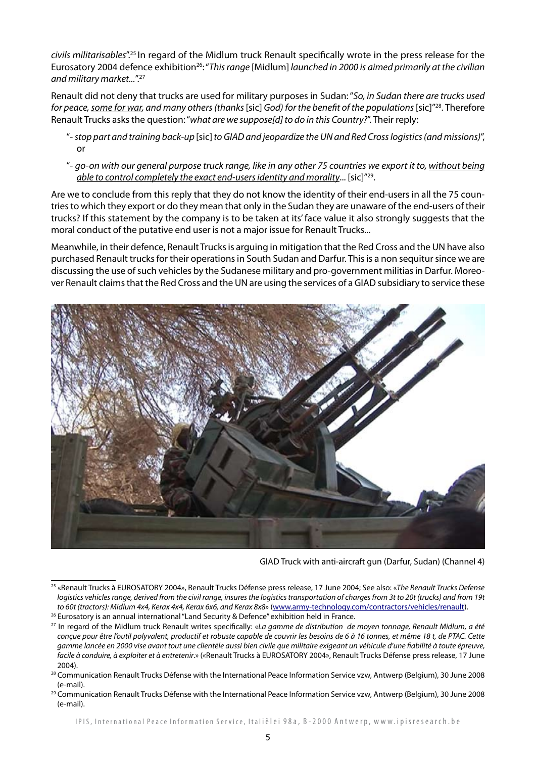*civils militarisables*".[25] In regard of the Midlum truck Renault specifically wrote in the press release for the Eurosatory 2004 defence exhibition[26]: "*This range* [Midlum] *launched in 2000 is aimed primarily at the civilian and military market*...".[27]

Renault did not deny that trucks are used for military purposes in Sudan: "*So, in Sudan there are trucks used for peace, some for war, and many others (thanks* [sic] *God) for the benefit of the populations* [sic]"[28]. Therefore Renault Trucks asks the question: "*what are we suppose[d] to do in this Country?*". Their reply:

- "*- stop part and training back-up* [sic] *to GIAD and jeopardize the UN and Red Cross logistics (and missions)*", or
- "*- go-on with our general purpose truck range, like in any other 75 countries we export it to, without being able to control completely the exact end-users identity and morality*... [sic]"[29].

Are we to conclude from this reply that they do not know the identity of their end-users in all the 75 countries to which they export or do they mean that only in the Sudan they are unaware of the end-users of their trucks? If this statement by the company is to be taken at its' face value it also strongly suggests that the moral conduct of the putative end user is not a major issue for Renault Trucks...

Meanwhile, in their defence, Renault Trucks is arguing in mitigation that the Red Cross and the UN have also purchased Renault trucks for their operations in South Sudan and Darfur. This is a non sequitur since we are discussing the use of such vehicles by the Sudanese military and pro-government militias in Darfur. Moreover Renault claims that the Red Cross and the UN are using the services of a GIAD subsidiary to service these

GIAD Truck with anti-aircraft gun (Darfur, Sudan) (Channel 4)

---

[25] «Renault Trucks à EUROSATORY 2004», Renault Trucks Défense press release, 17 June 2004; See also: «*The Renault Trucks Defense logistics vehicles range, derived from the civil range, insures the logistics transportation of charges from 3t to 20t (trucks) and from 19t to 60t (tractors): Midlum 4x4, Kerax 4x4, Kerax 6x6, and Kerax 8x8*» (www.army-technology.com/contractors/vehicles/renault).

[26] Eurosatory is an annual international "Land Security & Defence" exhibition held in France.

[27] In regard of the Midlum truck Renault writes specifically: «*La gamme de distribution de moyen tonnage, Renault Midlum, a été conçue pour être l'outil polyvalent, productif et robuste capable de couvrir les besoins de 6 à 16 tonnes, et même 18 t, de PTAC. Cette gamme lancée en 2000 vise avant tout une clientèle aussi bien civile que militaire exigeant un véhicule d'une fiabilité à toute épreuve, facile à conduire, à exploiter et à entretenir*.» («Renault Trucks à EUROSATORY 2004», Renault Trucks Défense press release, 17 June 2004).

[28] Communication Renault Trucks Défense with the International Peace Information Service vzw, Antwerp (Belgium), 30 June 2008 (e-mail).

[29] Communication Renault Trucks Défense with the International Peace Information Service vzw, Antwerp (Belgium), 30 June 2008 (e-mail).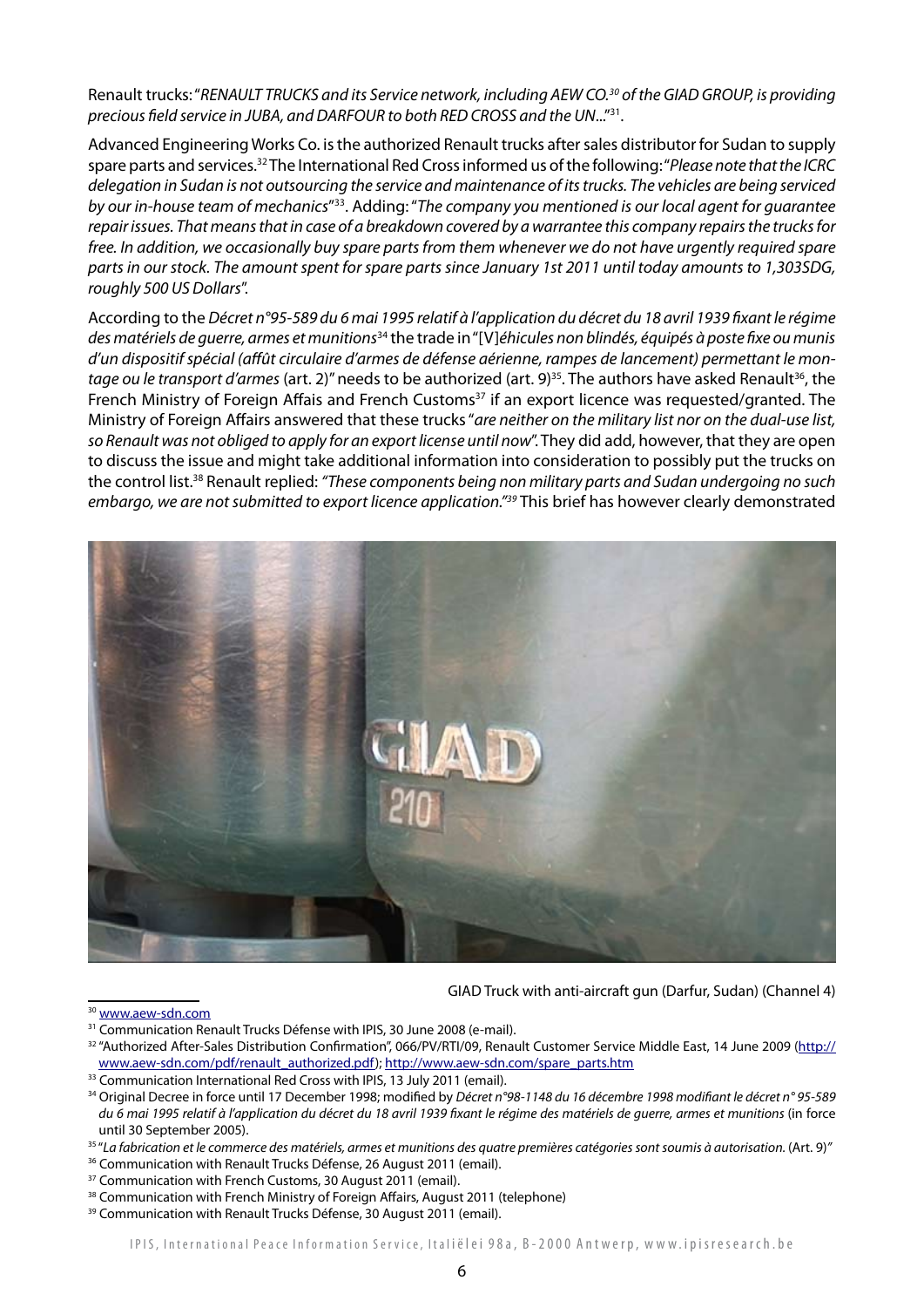Renault trucks: "*RENAULT TRUCKS and its Service network, including AEW CO.*[30] *of the GIAD GROUP, is providing precious field service in JUBA, and DARFOUR to both RED CROSS and the UN*..."[31].

Advanced Engineering Works Co. is the authorized Renault trucks after sales distributor for Sudan to supply spare parts and services.[32] The International Red Cross informed us of the following: "*Please note that the ICRC delegation in Sudan is not outsourcing the service and maintenance of its trucks. The vehicles are being serviced by our in-house team of mechanics*"[33]. Adding: "*The company you mentioned is our local agent for guarantee repair issues. That means that in case of a breakdown covered by a warrantee this company repairs the trucks for free. In addition, we occasionally buy spare parts from them whenever we do not have urgently required spare parts in our stock. The amount spent for spare parts since January 1st 2011 until today amounts to 1,303SDG, roughly 500 US Dollars*".

According to the *Décret n°95-589 du 6 mai 1995 relatif à l'application du décret du 18 avril 1939 fixant le régime des matériels de guerre, armes et munitions*[34] the trade in "[V]*éhicules non blindés, équipés à poste fixe ou munis d'un dispositif spécial (affût circulaire d'armes de défense aérienne, rampes de lancement) permettant le montage ou le transport d'armes* (art. 2)" needs to be authorized (art. 9)[35]. The authors have asked Renault[36], the French Ministry of Foreign Affais and French Customs[37] if an export licence was requested/granted. The Ministry of Foreign Affairs answered that these trucks "*are neither on the military list nor on the dual-use list, so Renault was not obliged to apply for an export license until now*". They did add, however, that they are open to discuss the issue and might take additional information into consideration to possibly put the trucks on the control list.[38] Renault replied: *"These components being non military parts and Sudan undergoing no such embargo, we are not submitted to export licence application."*[39] This brief has however clearly demonstrated

GIAD Truck with anti-aircraft gun (Darfur, Sudan) (Channel 4)

[30] www.aew-sdn.com

[31] Communication Renault Trucks Défense with IPIS, 30 June 2008 (e-mail).

[32] "Authorized After-Sales Distribution Confirmation", 066/PV/RTI/09, Renault Customer Service Middle East, 14 June 2009 (http://www.aew-sdn.com/pdf/renault_authorized.pdf); http://www.aew-sdn.com/spare_parts.htm

[33] Communication International Red Cross with IPIS, 13 July 2011 (email).

[34] Original Decree in force until 17 December 1998; modified by *Décret n°98-1148 du 16 décembre 1998 modifiant le décret n° 95-589 du 6 mai 1995 relatif à l'application du décret du 18 avril 1939 fixant le régime des matériels de guerre, armes et munitions* (in force until 30 September 2005).

[35] "*La fabrication et le commerce des matériels, armes et munitions des quatre premières catégories sont soumis à autorisation.* (Art. 9)"

[36] Communication with Renault Trucks Défense, 26 August 2011 (email).

[37] Communication with French Customs, 30 August 2011 (email).

[38] Communication with French Ministry of Foreign Affairs, August 2011 (telephone)

[39] Communication with Renault Trucks Défense, 30 August 2011 (email).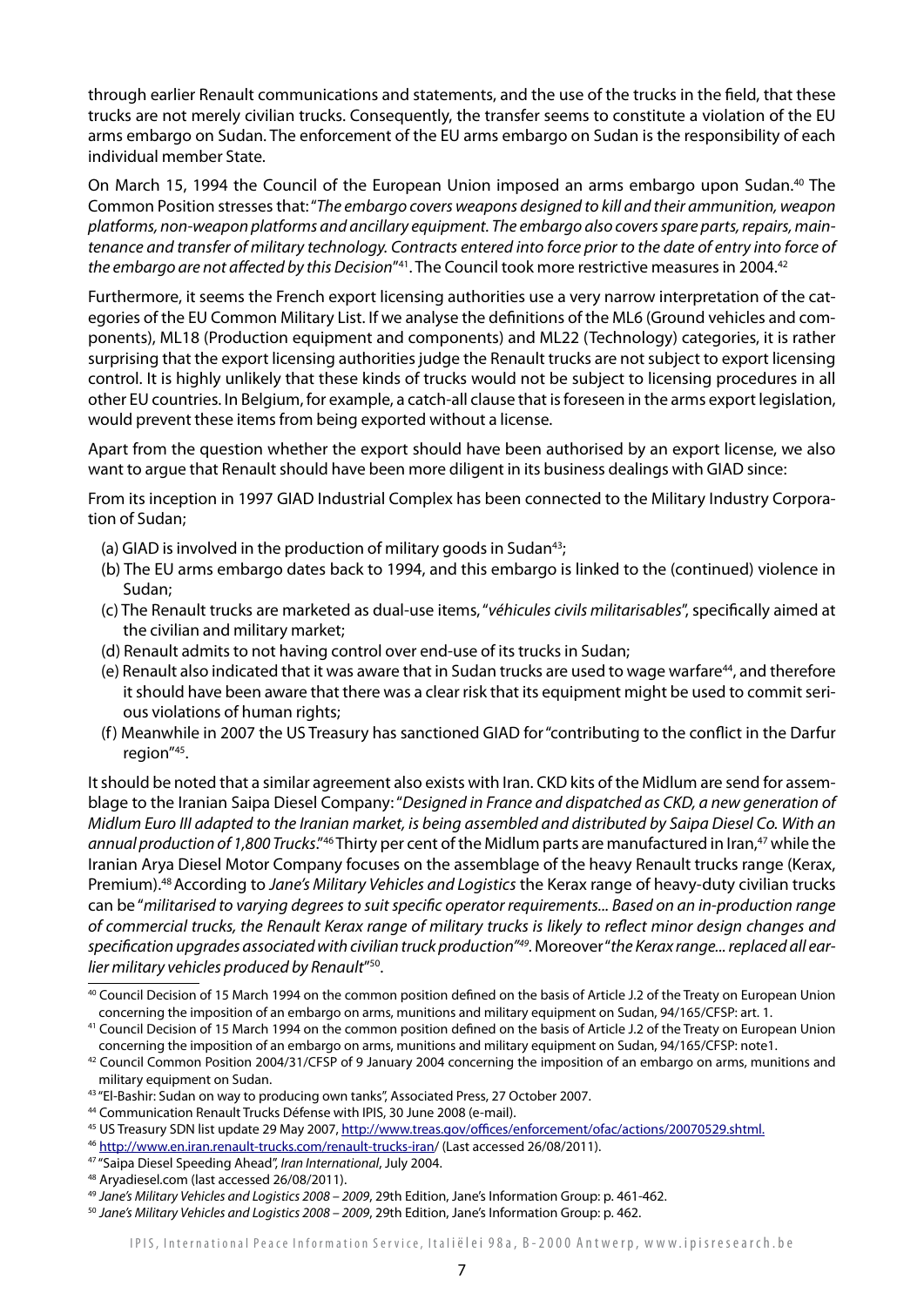through earlier Renault communications and statements, and the use of the trucks in the field, that these trucks are not merely civilian trucks. Consequently, the transfer seems to constitute a violation of the EU arms embargo on Sudan. The enforcement of the EU arms embargo on Sudan is the responsibility of each individual member State.

On March 15, 1994 the Council of the European Union imposed an arms embargo upon Sudan.[40] The Common Position stresses that: "*The embargo covers weapons designed to kill and their ammunition, weapon platforms, non-weapon platforms and ancillary equipment. The embargo also covers spare parts, repairs, maintenance and transfer of military technology. Contracts entered into force prior to the date of entry into force of the embargo are not affected by this Decision*"[41]. The Council took more restrictive measures in 2004.[42]

Furthermore, it seems the French export licensing authorities use a very narrow interpretation of the categories of the EU Common Military List. If we analyse the definitions of the ML6 (Ground vehicles and components), ML18 (Production equipment and components) and ML22 (Technology) categories, it is rather surprising that the export licensing authorities judge the Renault trucks are not subject to export licensing control. It is highly unlikely that these kinds of trucks would not be subject to licensing procedures in all other EU countries. In Belgium, for example, a catch-all clause that is foreseen in the arms export legislation, would prevent these items from being exported without a license.

Apart from the question whether the export should have been authorised by an export license, we also want to argue that Renault should have been more diligent in its business dealings with GIAD since:

From its inception in 1997 GIAD Industrial Complex has been connected to the Military Industry Corporation of Sudan;

(a) GIAD is involved in the production of military goods in Sudan[43];
(b) The EU arms embargo dates back to 1994, and this embargo is linked to the (continued) violence in Sudan;
(c) The Renault trucks are marketed as dual-use items, "*véhicules civils militarisables*", specifically aimed at the civilian and military market;
(d) Renault admits to not having control over end-use of its trucks in Sudan;
(e) Renault also indicated that it was aware that in Sudan trucks are used to wage warfare[44], and therefore it should have been aware that there was a clear risk that its equipment might be used to commit serious violations of human rights;
(f) Meanwhile in 2007 the US Treasury has sanctioned GIAD for "contributing to the conflict in the Darfur region"[45].

It should be noted that a similar agreement also exists with Iran. CKD kits of the Midlum are send for assemblage to the Iranian Saipa Diesel Company: "*Designed in France and dispatched as CKD, a new generation of Midlum Euro III adapted to the Iranian market, is being assembled and distributed by Saipa Diesel Co. With an annual production of 1,800 Trucks*."[46] Thirty per cent of the Midlum parts are manufactured in Iran,[47] while the Iranian Arya Diesel Motor Company focuses on the assemblage of the heavy Renault trucks range (Kerax, Premium).[48] According to *Jane's Military Vehicles and Logistics* the Kerax range of heavy-duty civilian trucks can be "*militarised to varying degrees to suit specific operator requirements... Based on an in-production range of commercial trucks, the Renault Kerax range of military trucks is likely to reflect minor design changes and specification upgrades associated with civilian truck production*"[49]. Moreover "*the Kerax range... replaced all earlier military vehicles produced by Renault*"[50].

---

[40] Council Decision of 15 March 1994 on the common position defined on the basis of Article J.2 of the Treaty on European Union concerning the imposition of an embargo on arms, munitions and military equipment on Sudan, 94/165/CFSP: art. 1.

[41] Council Decision of 15 March 1994 on the common position defined on the basis of Article J.2 of the Treaty on European Union concerning the imposition of an embargo on arms, munitions and military equipment on Sudan, 94/165/CFSP: note1.

[42] Council Common Position 2004/31/CFSP of 9 January 2004 concerning the imposition of an embargo on arms, munitions and military equipment on Sudan.

[43] "El-Bashir: Sudan on way to producing own tanks", Associated Press, 27 October 2007.

[44] Communication Renault Trucks Défense with IPIS, 30 June 2008 (e-mail).

[45] US Treasury SDN list update 29 May 2007, http://www.treas.gov/offices/enforcement/ofac/actions/20070529.shtml.

[46] http://www.en.iran.renault-trucks.com/renault-trucks-iran/ (Last accessed 26/08/2011).

[47] "Saipa Diesel Speeding Ahead", *Iran International*, July 2004.

[48] Aryadiesel.com (last accessed 26/08/2011).

[49] *Jane's Military Vehicles and Logistics 2008 – 2009*, 29th Edition, Jane's Information Group: p. 461-462.

[50] *Jane's Military Vehicles and Logistics 2008 – 2009*, 29th Edition, Jane's Information Group: p. 462.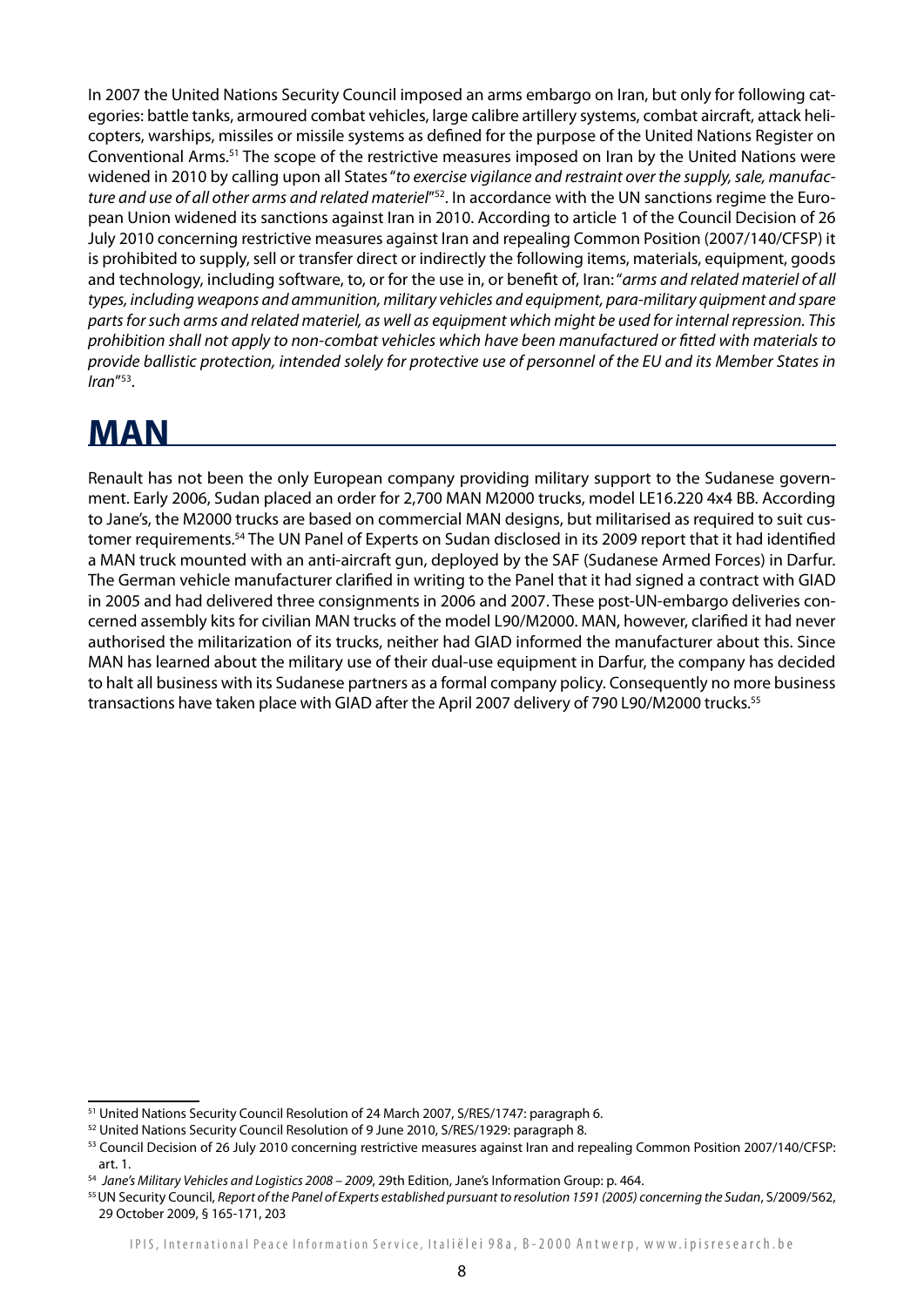In 2007 the United Nations Security Council imposed an arms embargo on Iran, but only for following categories: battle tanks, armoured combat vehicles, large calibre artillery systems, combat aircraft, attack helicopters, warships, missiles or missile systems as defined for the purpose of the United Nations Register on Conventional Arms.[51] The scope of the restrictive measures imposed on Iran by the United Nations were widened in 2010 by calling upon all States "*to exercise vigilance and restraint over the supply, sale, manufacture and use of all other arms and related materiel*"[52]. In accordance with the UN sanctions regime the European Union widened its sanctions against Iran in 2010. According to article 1 of the Council Decision of 26 July 2010 concerning restrictive measures against Iran and repealing Common Position (2007/140/CFSP) it is prohibited to supply, sell or transfer direct or indirectly the following items, materials, equipment, goods and technology, including software, to, or for the use in, or benefit of, Iran: "*arms and related materiel of all types, including weapons and ammunition, military vehicles and equipment, para-military quipment and spare parts for such arms and related materiel, as well as equipment which might be used for internal repression. This prohibition shall not apply to non-combat vehicles which have been manufactured or fitted with materials to provide ballistic protection, intended solely for protective use of personnel of the EU and its Member States in Iran*"[53].

# MAN

Renault has not been the only European company providing military support to the Sudanese government. Early 2006, Sudan placed an order for 2,700 MAN M2000 trucks, model LE16.220 4x4 BB. According to Jane's, the M2000 trucks are based on commercial MAN designs, but militarised as required to suit customer requirements.[54] The UN Panel of Experts on Sudan disclosed in its 2009 report that it had identified a MAN truck mounted with an anti-aircraft gun, deployed by the SAF (Sudanese Armed Forces) in Darfur. The German vehicle manufacturer clarified in writing to the Panel that it had signed a contract with GIAD in 2005 and had delivered three consignments in 2006 and 2007. These post-UN-embargo deliveries concerned assembly kits for civilian MAN trucks of the model L90/M2000. MAN, however, clarified it had never authorised the militarization of its trucks, neither had GIAD informed the manufacturer about this. Since MAN has learned about the military use of their dual-use equipment in Darfur, the company has decided to halt all business with its Sudanese partners as a formal company policy. Consequently no more business transactions have taken place with GIAD after the April 2007 delivery of 790 L90/M2000 trucks.[55]

---

[51] United Nations Security Council Resolution of 24 March 2007, S/RES/1747: paragraph 6.

[52] United Nations Security Council Resolution of 9 June 2010, S/RES/1929: paragraph 8.

[53] Council Decision of 26 July 2010 concerning restrictive measures against Iran and repealing Common Position 2007/140/CFSP: art. 1.

[54] *Jane's Military Vehicles and Logistics 2008 – 2009*, 29th Edition, Jane's Information Group: p. 464.

[55] UN Security Council, *Report of the Panel of Experts established pursuant to resolution 1591 (2005) concerning the Sudan*, S/2009/562, 29 October 2009, § 165-171, 203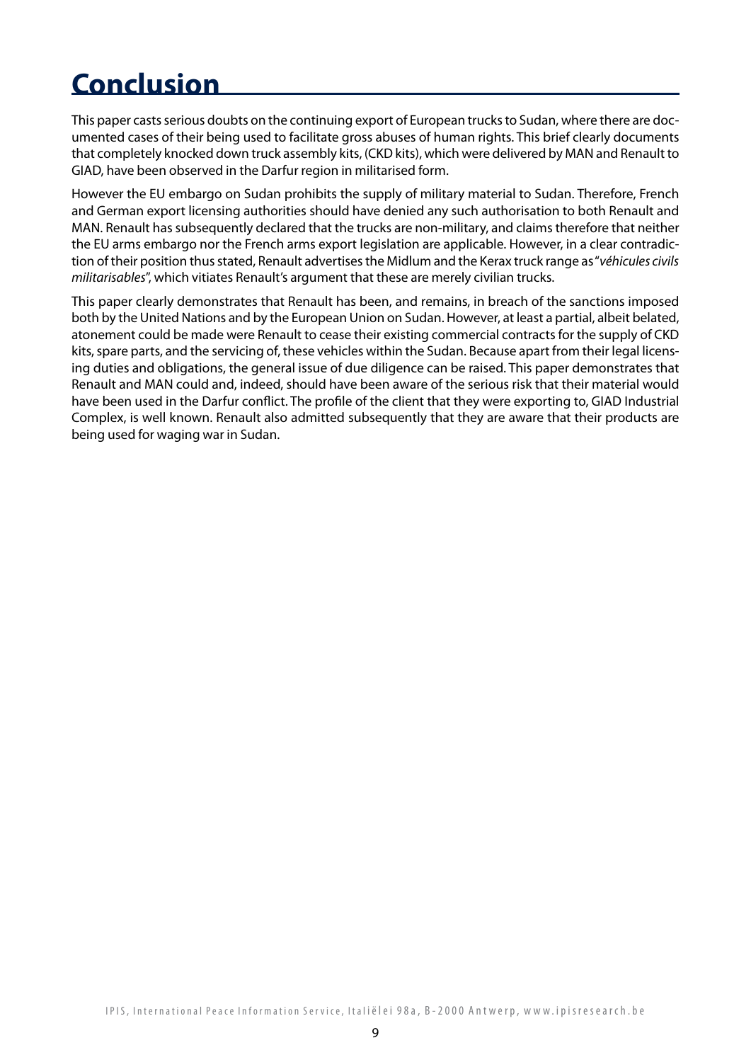# Conclusion

This paper casts serious doubts on the continuing export of European trucks to Sudan, where there are documented cases of their being used to facilitate gross abuses of human rights. This brief clearly documents that completely knocked down truck assembly kits, (CKD kits), which were delivered by MAN and Renault to GIAD, have been observed in the Darfur region in militarised form.

However the EU embargo on Sudan prohibits the supply of military material to Sudan. Therefore, French and German export licensing authorities should have denied any such authorisation to both Renault and MAN. Renault has subsequently declared that the trucks are non-military, and claims therefore that neither the EU arms embargo nor the French arms export legislation are applicable. However, in a clear contradiction of their position thus stated, Renault advertises the Midlum and the Kerax truck range as "*véhicules civils militarisables*", which vitiates Renault's argument that these are merely civilian trucks.

This paper clearly demonstrates that Renault has been, and remains, in breach of the sanctions imposed both by the United Nations and by the European Union on Sudan. However, at least a partial, albeit belated, atonement could be made were Renault to cease their existing commercial contracts for the supply of CKD kits, spare parts, and the servicing of, these vehicles within the Sudan. Because apart from their legal licensing duties and obligations, the general issue of due diligence can be raised. This paper demonstrates that Renault and MAN could and, indeed, should have been aware of the serious risk that their material would have been used in the Darfur conflict. The profile of the client that they were exporting to, GIAD Industrial Complex, is well known. Renault also admitted subsequently that they are aware that their products are being used for waging war in Sudan.